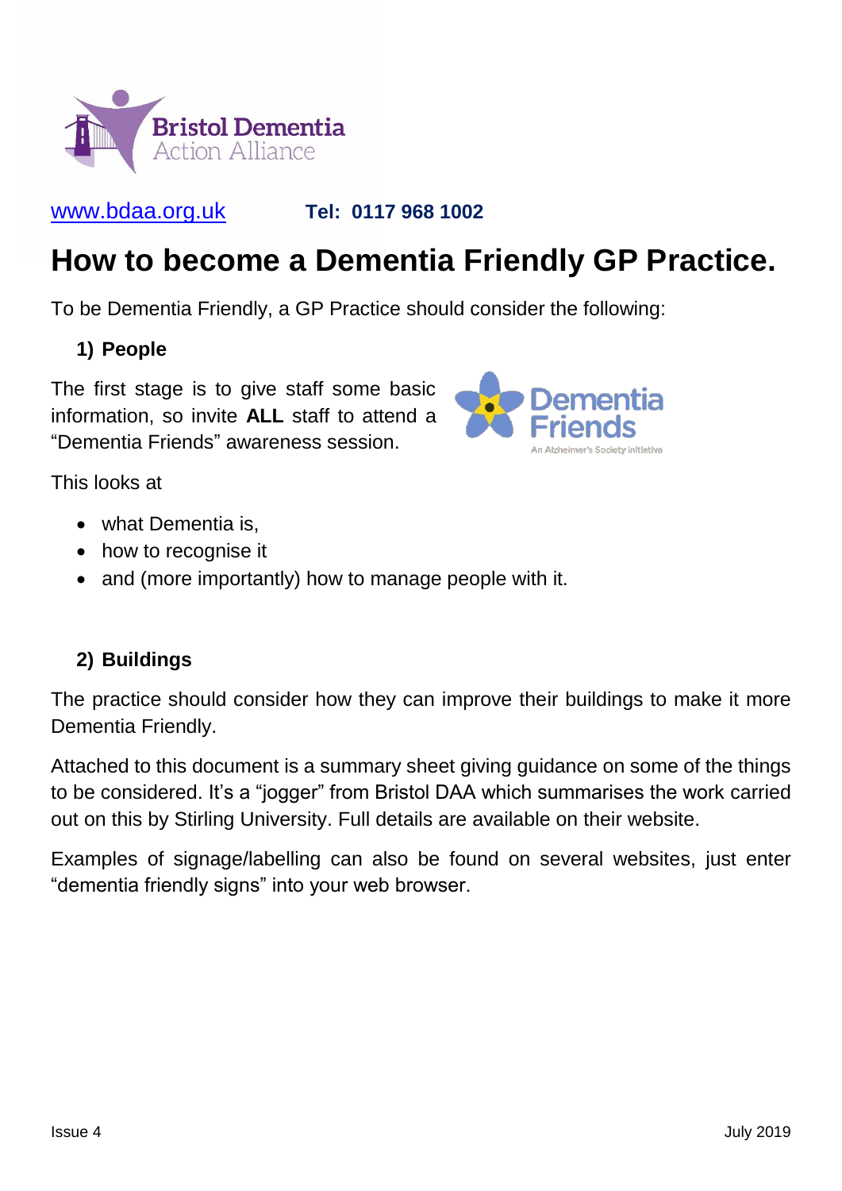Bristol Dementia Action Alliance

www.bdaa.org.uk Tel: 0117 968 1002

# How to become a Dementia Friendly GP Practice.

To be Dementia Friendly, a GP Practice should consider the following:

## 1) People

The first stage is to give staff some basic information, so invite **ALL** staff to attend a "Dementia Friends" awareness session.

Dementia Friends
An Alzheimer's Society initiative

This looks at

- what Dementia is,
- how to recognise it
- and (more importantly) how to manage people with it.

## 2) Buildings

The practice should consider how they can improve their buildings to make it more Dementia Friendly.

Attached to this document is a summary sheet giving guidance on some of the things to be considered. It's a "jogger" from Bristol DAA which summarises the work carried out on this by Stirling University. Full details are available on their website.

Examples of signage/labelling can also be found on several websites, just enter "dementia friendly signs" into your web browser.

Issue 4 July 2019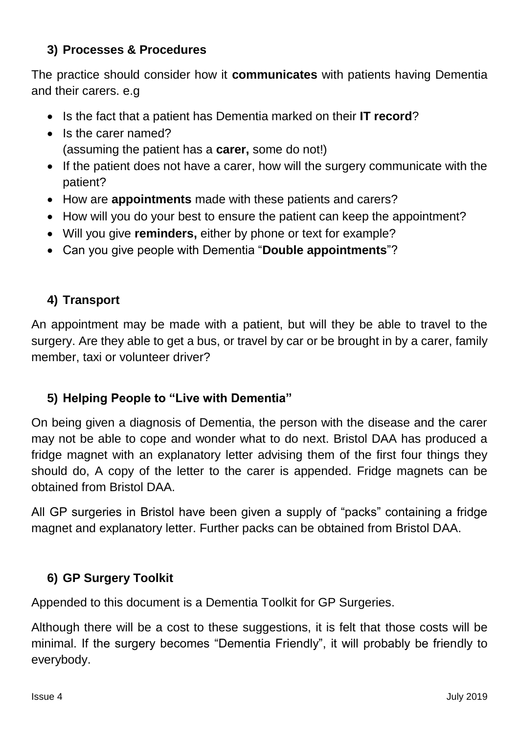### 3) Processes & Procedures

The practice should consider how it **communicates** with patients having Dementia and their carers. e.g

- Is the fact that a patient has Dementia marked on their **IT record**?
- Is the carer named?
  (assuming the patient has a **carer,** some do not!)
- If the patient does not have a carer, how will the surgery communicate with the patient?
- How are **appointments** made with these patients and carers?
- How will you do your best to ensure the patient can keep the appointment?
- Will you give **reminders,** either by phone or text for example?
- Can you give people with Dementia "**Double appointments**"?

### 4) Transport

An appointment may be made with a patient, but will they be able to travel to the surgery. Are they able to get a bus, or travel by car or be brought in by a carer, family member, taxi or volunteer driver?

### 5) Helping People to "Live with Dementia"

On being given a diagnosis of Dementia, the person with the disease and the carer may not be able to cope and wonder what to do next. Bristol DAA has produced a fridge magnet with an explanatory letter advising them of the first four things they should do, A copy of the letter to the carer is appended. Fridge magnets can be obtained from Bristol DAA.

All GP surgeries in Bristol have been given a supply of "packs" containing a fridge magnet and explanatory letter. Further packs can be obtained from Bristol DAA.

### 6) GP Surgery Toolkit

Appended to this document is a Dementia Toolkit for GP Surgeries.

Although there will be a cost to these suggestions, it is felt that those costs will be minimal. If the surgery becomes "Dementia Friendly", it will probably be friendly to everybody.

Issue 4 July 2019